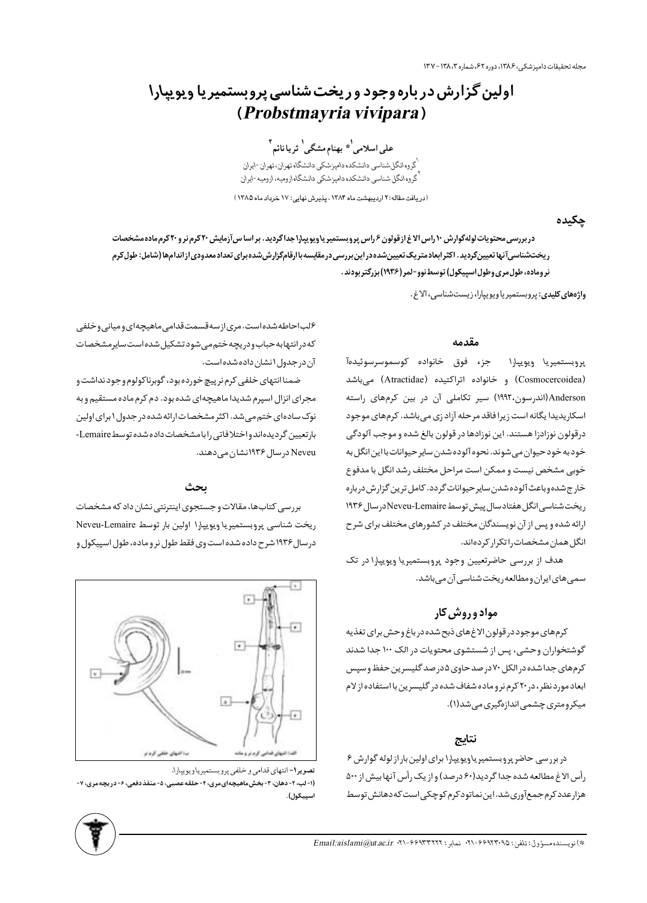# اولین گزارش درباره وجود و ریخت شناسی پروبستمیریا ویویپارا (*Probstmayria vivipara*)

**علی اسلامی[1]* بهنام مشگی[1] ثریا نائم[2]**

[1] گروه انگل شناسی دانشکده دامپزشکی دانشگاه تهران، تهران-ایران

[2] گروه انگل شناسی دانشکده دامپزشکی دانشگاه ارومیه، ارومیه-ایران

(دریافت مقاله: ۲ اردیبهشت ماه ۱۳۸۴، پذیرش نهایی: ۱۷ خرداد ماه ۱۳۸۵)

## چکیده

**در بررسی محتویات لوله گوارش ۱۰ راس الاغ از قولون ۶ راس پروبستمیریا ویویپارا جدا گردید. بر اساس آزمایش ۲۰ کرم نر و ۲۰ کرم ماده مشخصات ریخت‌شناسی آنها تعیین گردید. اکثر ابعاد متریک تعیین‌شده در این بررسی در مقایسه با ارقام گزارش‌شده برای تعداد معدودی از اندام‌ها (شامل: طول کرم نر و ماده، طول مری و طول اسپیکول) توسط نوو-لمر (۱۹۳۶) بزرگتر بودند.**

**واژه‌های کلیدی:** پروبستمیریا ویویپارا، زیست‌شناسی، الاغ.

## مقدمه

پروبستمیریا ویویپارا جزء فوق خانواده کوسموسرسوئیده‌آ (Cosmocercoidea) و خانواده اتراکتیده (Atractidae) می‌باشد Anderson(اندرسون،۱۹۹۲) سیر تکاملی آن در بین کرم‌های راسته اسکاریدیدا یگانه است زیرا فاقد مرحله آزاد زی می‌باشد. کرم‌های موجود درقولون نوزادزا هستند. این نوزادها در قولون بالغ شده و موجب آلودگی خود به خود حیوان می‌شوند. نحوه آلوده شدن سایر حیوانات با این انگل به خوبی مشخص نیست و ممکن است مراحل مختلف رشد انگل با مدفوع خارج شده و باعث آلوده شدن سایر حیوانات گردد. کامل‌ترین گزارش درباره ریخت‌شناسی انگل هفتاد سال پیش توسط Neveu-Lemaire در سال ۱۹۳۶ ارائه شده و پس از آن نویسندگان مختلف در کشورهای مختلف برای شرح انگل همان مشخصات را تکرار کرده‌اند.

هدف از بررسی حاضر تعیین وجود پروبستمیریا ویویپارا در تک سمی‌های ایران و مطالعه ریخت‌شناسی آن می‌باشد.

## مواد و روش کار

کرم‌های موجود در قولون الاغ‌های ذبح شده در باغ وحش برای تغذیه گوشتخواران وحشی، پس از شستشوی محتویات در الک ۱۰۰ جدا شدند کرم‌های جدا شده در الکل ۷۰ درصد حاوی ۵ درصد گلیسرین حفظ و سپس ابعاد مورد نظر، در ۲۰ کرم نر و ماده شفاف شده در گلیسرین با استفاده از لام میکرومتری چشمی اندازه‌گیری می‌شد(۱).

## نتایج

در بررسی حاضر پروبستمیریا ویویپارا برای اولین بار از لوله گوارش ۶ رأس الاغ مطالعه شده جدا گردید(۶۰ درصد) و از یک رأس آنها بیش از ۵۰۰ هزار عدد کرم جمع‌آوری شد. این نماتود کرم کوچکی است که دهانش توسط ۶ لب احاطه شده است. مری از سه قسمت قدامی ماهیچه‌ای و میانی و خلفی که در انتها به حباب و دریچه ختم می‌شود تشکیل شده است سایر مشخصات آن در جدول ۱ نشان داده شده است.

ضمنا انتهای خلفی کرم نر پیچ خورده بود، گوبرناکولوم وجود نداشت و مجرای انزال اسپرم شدیدا ماهیچه‌ای شده بود. دم کرم ماده مستقیم و به نوک ساده‌ای ختم می‌شد. اکثر مشخصات ارائه شده در جدول ۱ برای اولین بار تعیین گردیده‌اند و اختلافاتی را با مشخصات داده شده توسط Lemaire-Neveu در سال ۱۹۳۶ نشان می‌دهند.

## بحث

بررسی کتاب‌ها، مقالات و جستجوی اینترنتی نشان داد که مشخصات ریخت شناسی پروبستمیریا ویویپارا اولین بار توسط Neveu-Lemaire در سال ۱۹۳۶ شرح داده شده است وی فقط طول نر و ماده، طول اسپیکول و

الف: انتهای قدامی کرم نر و ماده — ب: انتهای خلفی کرم نر

**تصویر ۱- انتهای قدامی و خلفی پروبستمیریا ویویپارا.**
**(۱- لب، ۲- دهان، ۳- بخش ماهیچه‌ای مری، ۴- حلقه عصبی، ۵- منفذ دفعی، ۶- دریچه مری، ۷- اسپیکول).**

*) نویسنده مسؤول: تلفن: ۶۶۹۲۳۰۹۵-۰۲۱ نمابر: ۶۶۹۳۳۲۲۲-۰۲۱ Email:aislami@ut.ac.ir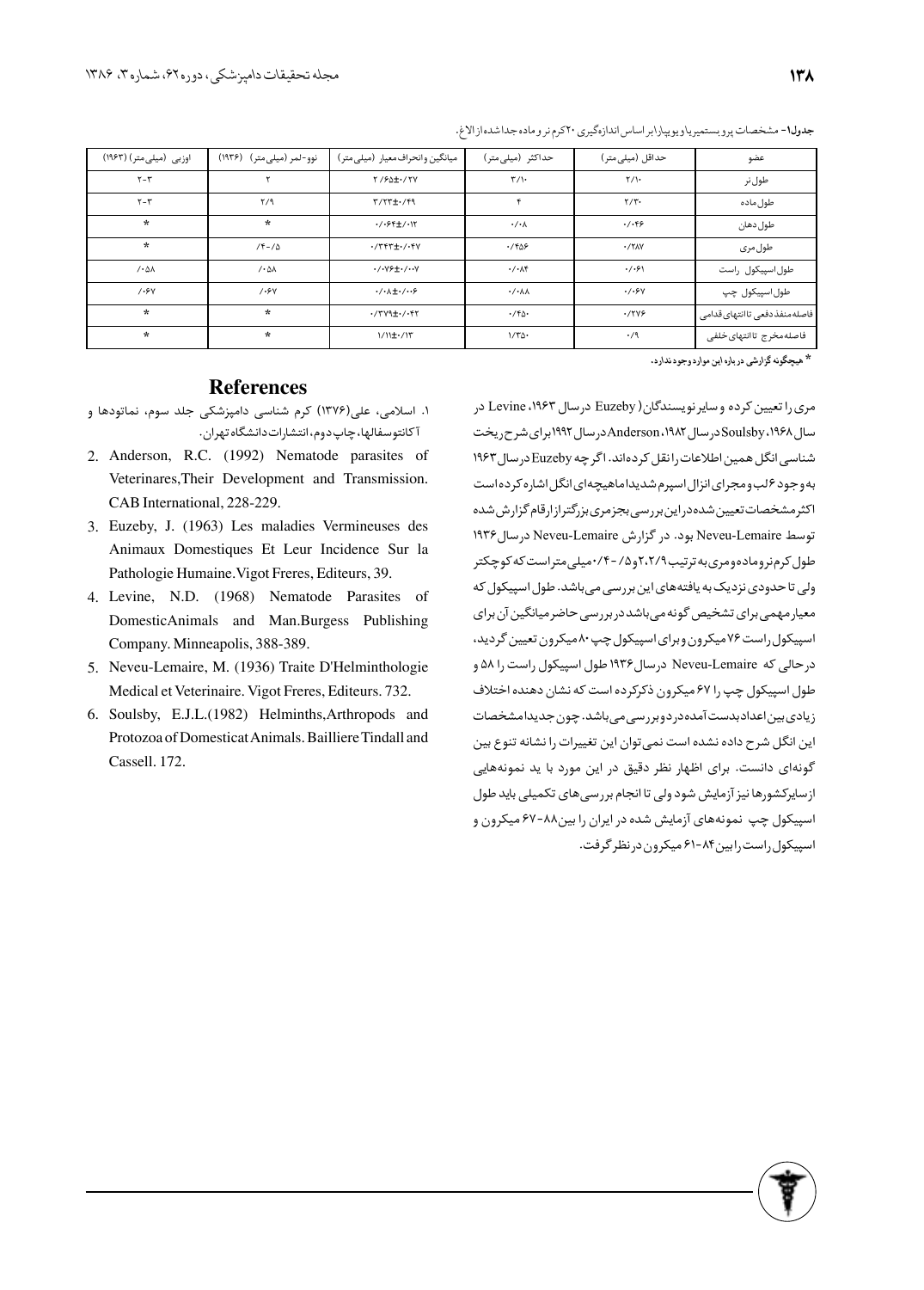**جدول۱**- مشخصات پروبستمیریا ویویپار (براساس اندازه‌گیری ۲۰ کرم نر و ماده جدا شده از الاغ).

| عضو | حداقل (میلی‌متر) | حداکثر (میلی‌متر) | میانگین و انحراف معیار (میلی‌متر) | نوو-لمر (میلی‌متر) (۱۹۳۶) | اوزبی (میلی‌متر) (۱۹۶۳) |
|---|---|---|---|---|---|
| طول نر | ۲/۱۰ | ۳/۱۰ | ۲/۶۵±۰/۲۷ | ۲ | ۲-۳ |
| طول ماده | ۲/۳۰ | ۴ | ۳/۲۳±۰/۴۹ | ۲/۹ | ۲-۳ |
| طول دهان | ۰/۰۴۶ | ۰/۰۸ | ۰/۰۶۴±/۰۱۲ | * | * |
| طول مری | ۰/۲۸۷ | ۰/۴۵۶ | ۰/۳۴۳±۰/۰۴۷ | /۴-/۵ | * |
| طول اسپیکول راست | ۰/۰۶۱ | ۰/۰۸۴ | ۰/۰۷۶±۰/۰۰۷ | /۰۵۸ | /۰۵۸ |
| طول اسپیکول چپ | ۰/۰۶۷ | ۰/۰۸۸ | ۰/۰۸±۰/۰۰۶ | /۰۶۷ | /۰۶۷ |
| فاصله منفذ دفعی تا انتهای قدامی | ۰/۲۷۶ | ۰/۴۵۰ | ۰/۳۷۹±۰/۰۴۲ | * | * |
| فاصله مخرج تا انتهای خلفی | ۰/۹ | ۱/۳۵۰ | ۱/۱۱±۰/۱۳ | * | * |

* هیچگونه گزارشی درباره این موارد وجود ندارد.

مری را تعیین کرده و سایر نویسندگان (Euzeby درسال ۱۹۶۳، Levine در سال ۱۹۶۸، Soulsby درسال ۱۹۸۲، Anderson درسال ۱۹۹۲ برای شرح ریخت شناسی انگل همین اطلاعات را نقل کرده‌اند. اگرچه Euzeby درسال ۱۹۶۳ به وجود ۶ لب و مجرای انزال اسپرم شدیدا ماهیچه‌ای انگل اشاره کرده است اکثر مشخصات تعیین شده در این بررسی بجز مری بزرگتر از ارقام گزارش شده توسط Neveu-Lemaire بود. در گزارش Neveu-Lemaire درسال ۱۹۳۶ طول کرم نر و ماده و مری به ترتیب ۲، ۲/۹ و ۰/۵-۰/۴ میلی‌متر است که کوچکتر ولی تا حدودی نزدیک به یافته‌های این بررسی می‌باشد. طول اسپیکول که معیار مهمی برای تشخیص گونه می‌باشد در بررسی حاضر میانگین آن برای اسپیکول راست ۷۶ میکرون و برای اسپیکول چپ ۸۰ میکرون تعیین گردید، درحالی که Neveu-Lemaire درسال ۱۹۳۶ طول اسپیکول راست را ۵۸ و طول اسپیکول چپ را ۶۷ میکرون ذکر کرده است که نشان دهنده اختلاف زیادی بین اعداد بدست آمده در دو بررسی می‌باشد. چون جدیدا مشخصات این انگل شرح داده نشده است نمی‌توان این تغییرات را نشانه تنوع بین گونه‌ای دانست. برای اظهار نظر دقیق در این مورد با ید نمونه‌هایی از سایر کشورها نیز آزمایش شود ولی تا انجام بررسی‌های تکمیلی باید طول اسپیکول چپ نمونه‌های آزمایش شده در ایران را بین ۸۸-۶۷ میکرون و اسپیکول راست را بین ۸۴-۶۱ میکرون در نظر گرفت.

## References

۱. اسلامی، علی (۱۳۷۶) کرم شناسی دامپزشکی جلد سوم، نماتودها و آکانتوسفالها، چاپ دوم، انتشارات دانشگاه تهران.

2. Anderson, R.C. (1992) Nematode parasites of Veterinares,Their Development and Transmission. CAB International, 228-229.
3. Euzeby, J. (1963) Les maladies Vermineuses des Animaux Domestiques Et Leur Incidence Sur la Pathologie Humaine.Vigot Freres, Editeurs, 39.
4. Levine, N.D. (1968) Nematode Parasites of DomesticAnimals and Man.Burgess Publishing Company. Minneapolis, 388-389.
5. Neveu-Lemaire, M. (1936) Traite D'Helminthologie Medical et Veterinaire. Vigot Freres, Editeurs. 732.
6. Soulsby, E.J.L.(1982) Helminths,Arthropods and Protozoa of DomesticatAnimals. Bailliere Tindall and Cassell. 172.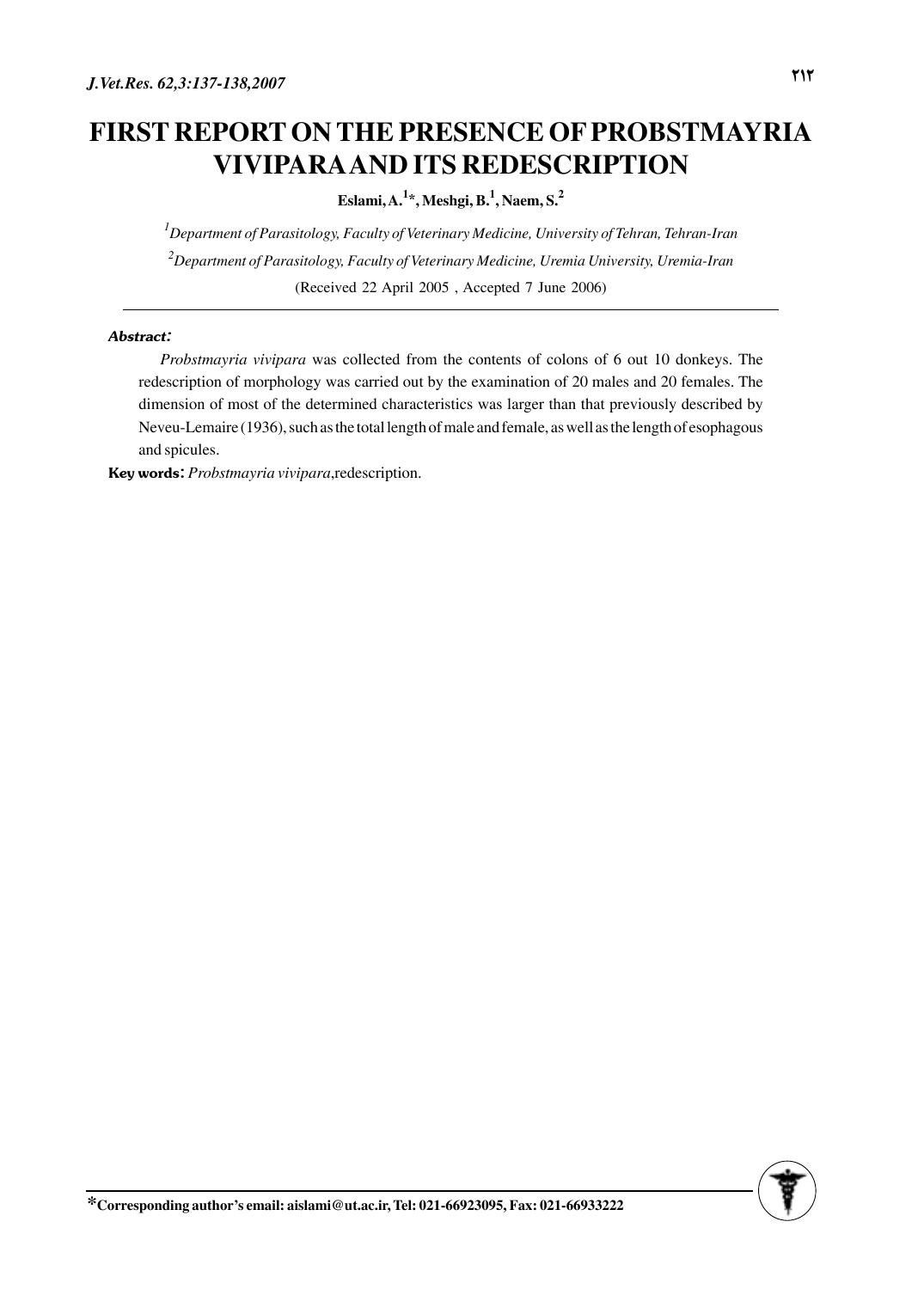# FIRST REPORT ON THE PRESENCE OF PROBSTMAYRIA VIVIPARA AND ITS REDESCRIPTION

**Eslami, A.[1]*, Meshgi, B.[1], Naem, S.[2]**

[1]*Department of Parasitology, Faculty of Veterinary Medicine, University of Tehran, Tehran-Iran*

[2]*Department of Parasitology, Faculty of Veterinary Medicine, Uremia University, Uremia-Iran*

(Received 22 April 2005 , Accepted 7 June 2006)

***Abstract:***

*Probstmayria vivipara* was collected from the contents of colons of 6 out 10 donkeys. The redescription of morphology was carried out by the examination of 20 males and 20 females. The dimension of most of the determined characteristics was larger than that previously described by Neveu-Lemaire (1936), such as the total length of male and female, as well as the length of esophagous and spicules.

**Key words**: *Probstmayria vivipara*,redescription.

**\*Corresponding author's email: aislami@ut.ac.ir, Tel: 021-66923095, Fax: 021-66933222**